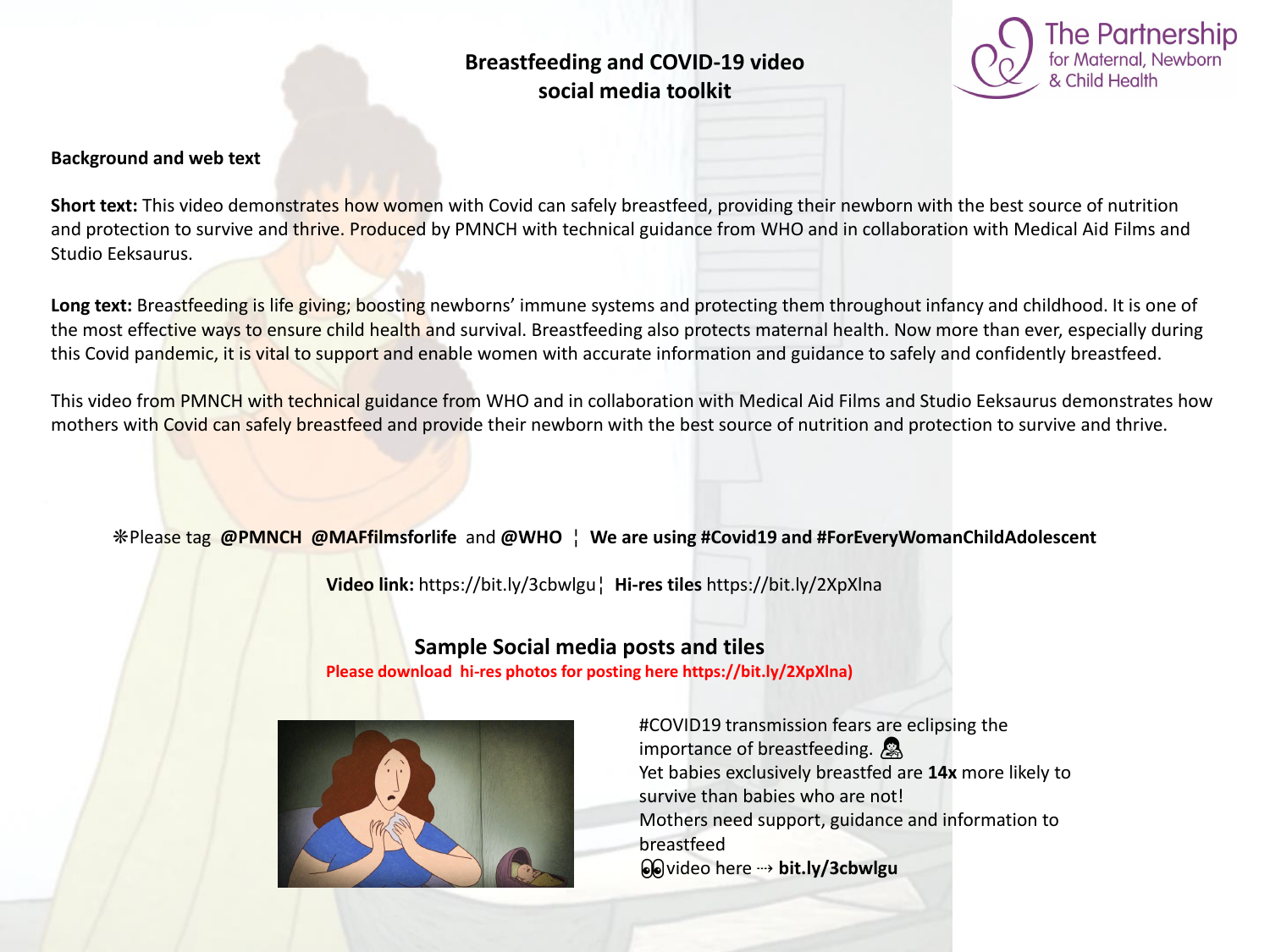# Breastfeeding and COVID-19 video social media toolkit

The Partnership for Maternal, Newborn & Child Health

**Background and web text**

**Short text:** This video demonstrates how women with Covid can safely breastfeed, providing their newborn with the best source of nutrition and protection to survive and thrive. Produced by PMNCH with technical guidance from WHO and in collaboration with Medical Aid Films and Studio Eeksaurus.

**Long text:** Breastfeeding is life giving; boosting newborns' immune systems and protecting them throughout infancy and childhood. It is one of the most effective ways to ensure child health and survival. Breastfeeding also protects maternal health. Now more than ever, especially during this Covid pandemic, it is vital to support and enable women with accurate information and guidance to safely and confidently breastfeed.

This video from PMNCH with technical guidance from WHO and in collaboration with Medical Aid Films and Studio Eeksaurus demonstrates how mothers with Covid can safely breastfeed and provide their newborn with the best source of nutrition and protection to survive and thrive.

❋Please tag **@PMNCH @MAFfilmsforlife** and **@WHO** ¦ **We are using #Covid19 and #ForEveryWomanChildAdolescent**

**Video link:** https://bit.ly/3cbwlgu¦ **Hi-res tiles** https://bit.ly/2XpXlna

## Sample Social media posts and tiles

**Please download hi-res photos for posting here https://bit.ly/2XpXlna)**

#COVID19 transmission fears are eclipsing the importance of breastfeeding. 🤱
Yet babies exclusively breastfed are **14x** more likely to survive than babies who are not!
Mothers need support, guidance and information to breastfeed
👀video here ⇢ **bit.ly/3cbwlgu**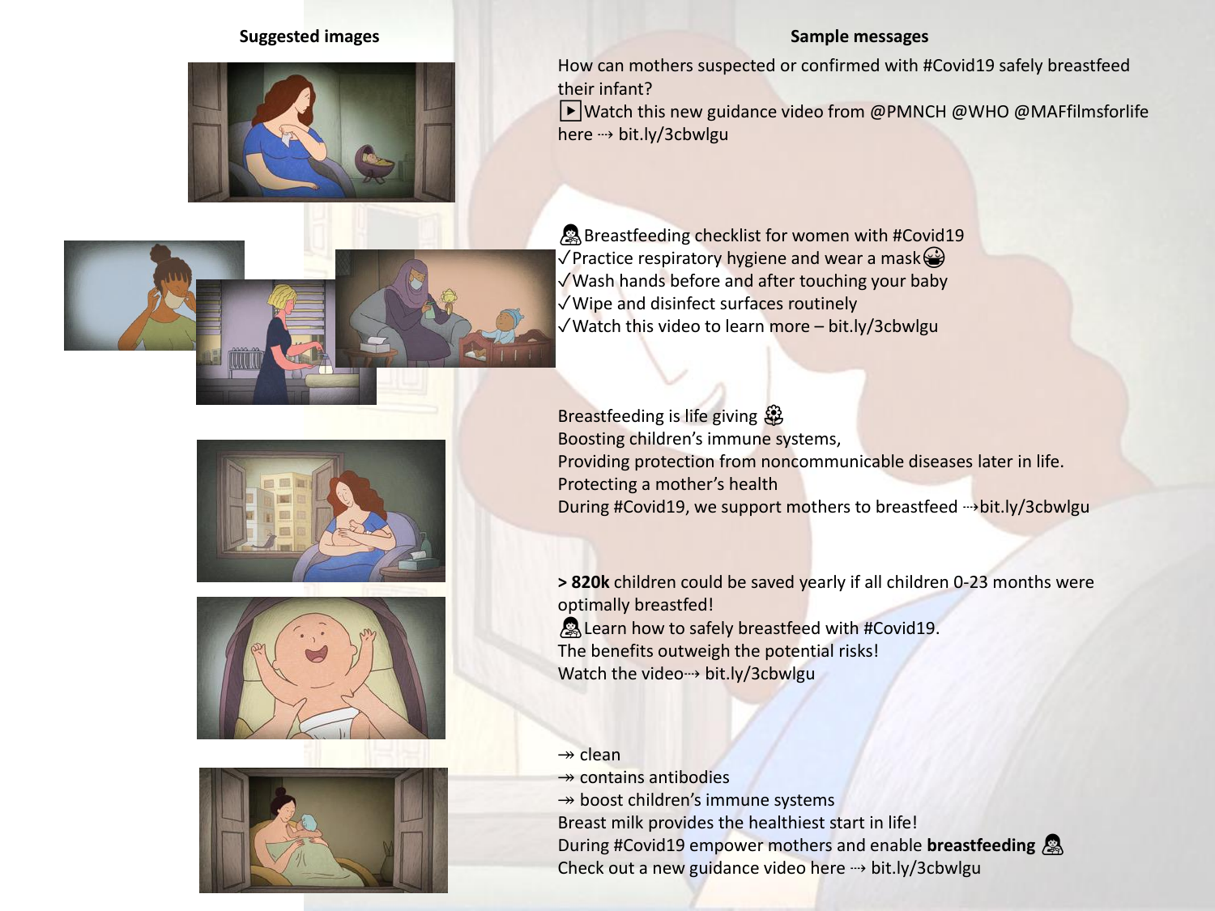**Suggested images**

**Sample messages**

How can mothers suspected or confirmed with #Covid19 safely breastfeed their infant?
▶ Watch this new guidance video from @PMNCH @WHO @MAFfilmsforlife here ⇢ bit.ly/3cbwlgu

🤱 Breastfeeding checklist for women with #Covid19
✓ Practice respiratory hygiene and wear a mask 😷
✓ Wash hands before and after touching your baby
✓ Wipe and disinfect surfaces routinely
✓ Watch this video to learn more – bit.ly/3cbwlgu

Breastfeeding is life giving 🌼
Boosting children's immune systems,
Providing protection from noncommunicable diseases later in life.
Protecting a mother's health
During #Covid19, we support mothers to breastfeed ⇢ bit.ly/3cbwlgu

**> 820k** children could be saved yearly if all children 0-23 months were optimally breastfed!
🤱 Learn how to safely breastfeed with #Covid19.
The benefits outweigh the potential risks!
Watch the video ⇢ bit.ly/3cbwlgu

↠ clean
↠ contains antibodies
↠ boost children's immune systems
Breast milk provides the healthiest start in life!
During #Covid19 empower mothers and enable **breastfeeding** 🤱
Check out a new guidance video here ⇢ bit.ly/3cbwlgu